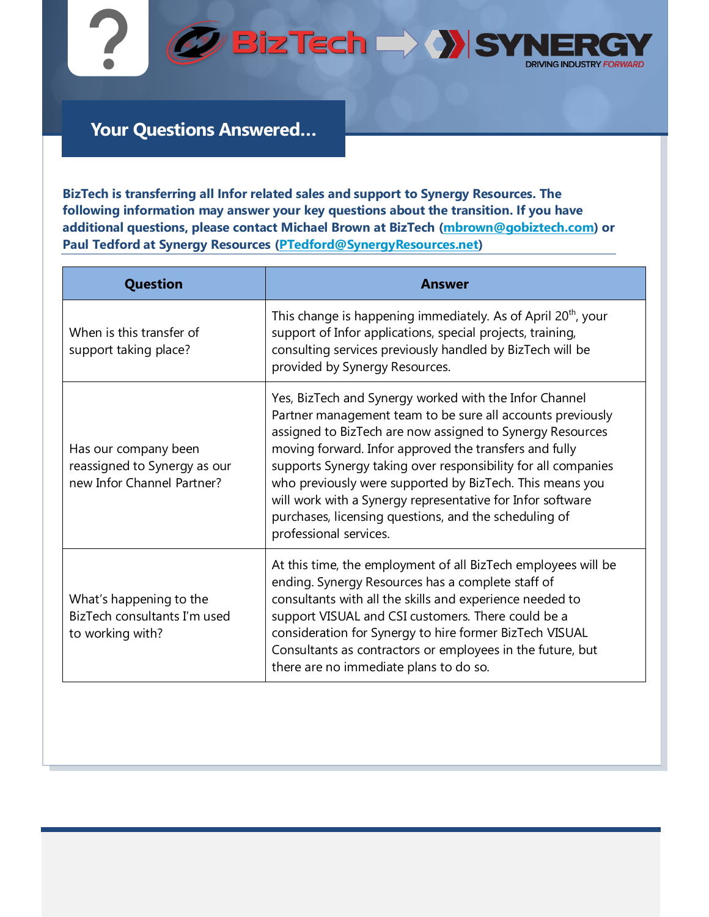## Your Questions Answered…

**BizTech is transferring all Infor related sales and support to Synergy Resources. The following information may answer your key questions about the transition. If you have additional questions, please contact Michael Brown at BizTech (mbrown@gobiztech.com) or Paul Tedford at Synergy Resources (PTedford@SynergyResources.net)**

| Question | Answer |
|---|---|
| When is this transfer of support taking place? | This change is happening immediately. As of April 20th, your support of Infor applications, special projects, training, consulting services previously handled by BizTech will be provided by Synergy Resources. |
| Has our company been reassigned to Synergy as our new Infor Channel Partner? | Yes, BizTech and Synergy worked with the Infor Channel Partner management team to be sure all accounts previously assigned to BizTech are now assigned to Synergy Resources moving forward. Infor approved the transfers and fully supports Synergy taking over responsibility for all companies who previously were supported by BizTech. This means you will work with a Synergy representative for Infor software purchases, licensing questions, and the scheduling of professional services. |
| What's happening to the BizTech consultants I'm used to working with? | At this time, the employment of all BizTech employees will be ending. Synergy Resources has a complete staff of consultants with all the skills and experience needed to support VISUAL and CSI customers. There could be a consideration for Synergy to hire former BizTech VISUAL Consultants as contractors or employees in the future, but there are no immediate plans to do so. |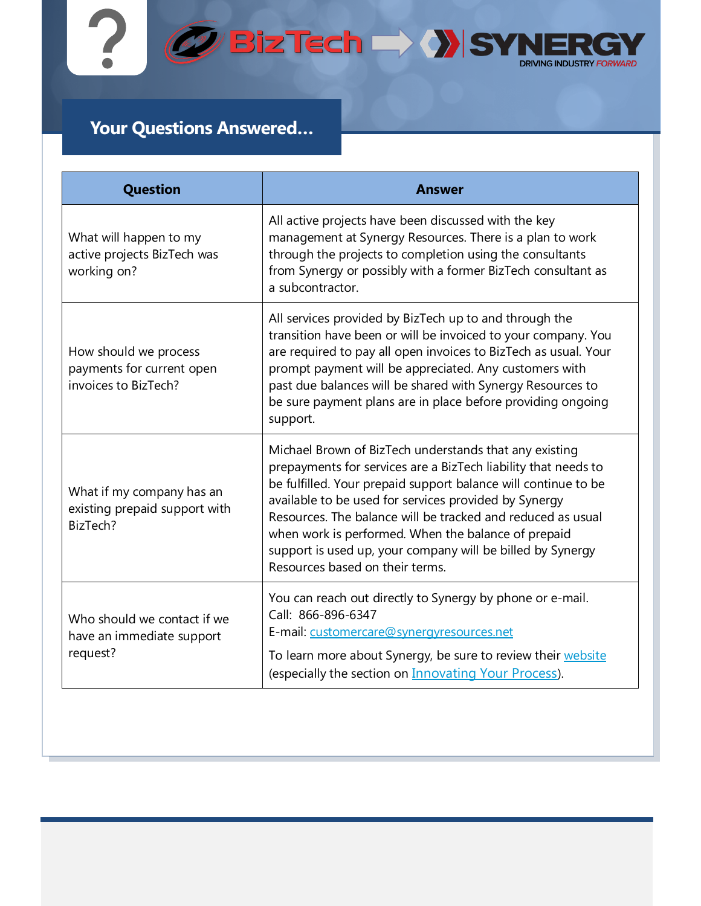## Your Questions Answered...

| Question | Answer |
|---|---|
| What will happen to my active projects BizTech was working on? | All active projects have been discussed with the key management at Synergy Resources. There is a plan to work through the projects to completion using the consultants from Synergy or possibly with a former BizTech consultant as a subcontractor. |
| How should we process payments for current open invoices to BizTech? | All services provided by BizTech up to and through the transition have been or will be invoiced to your company. You are required to pay all open invoices to BizTech as usual. Your prompt payment will be appreciated. Any customers with past due balances will be shared with Synergy Resources to be sure payment plans are in place before providing ongoing support. |
| What if my company has an existing prepaid support with BizTech? | Michael Brown of BizTech understands that any existing prepayments for services are a BizTech liability that needs to be fulfilled. Your prepaid support balance will continue to be available to be used for services provided by Synergy Resources. The balance will be tracked and reduced as usual when work is performed. When the balance of prepaid support is used up, your company will be billed by Synergy Resources based on their terms. |
| Who should we contact if we have an immediate support request? | You can reach out directly to Synergy by phone or e-mail.<br>Call: 866-896-6347<br>E-mail: customercare@synergyresources.net<br>To learn more about Synergy, be sure to review their website (especially the section on Innovating Your Process). |